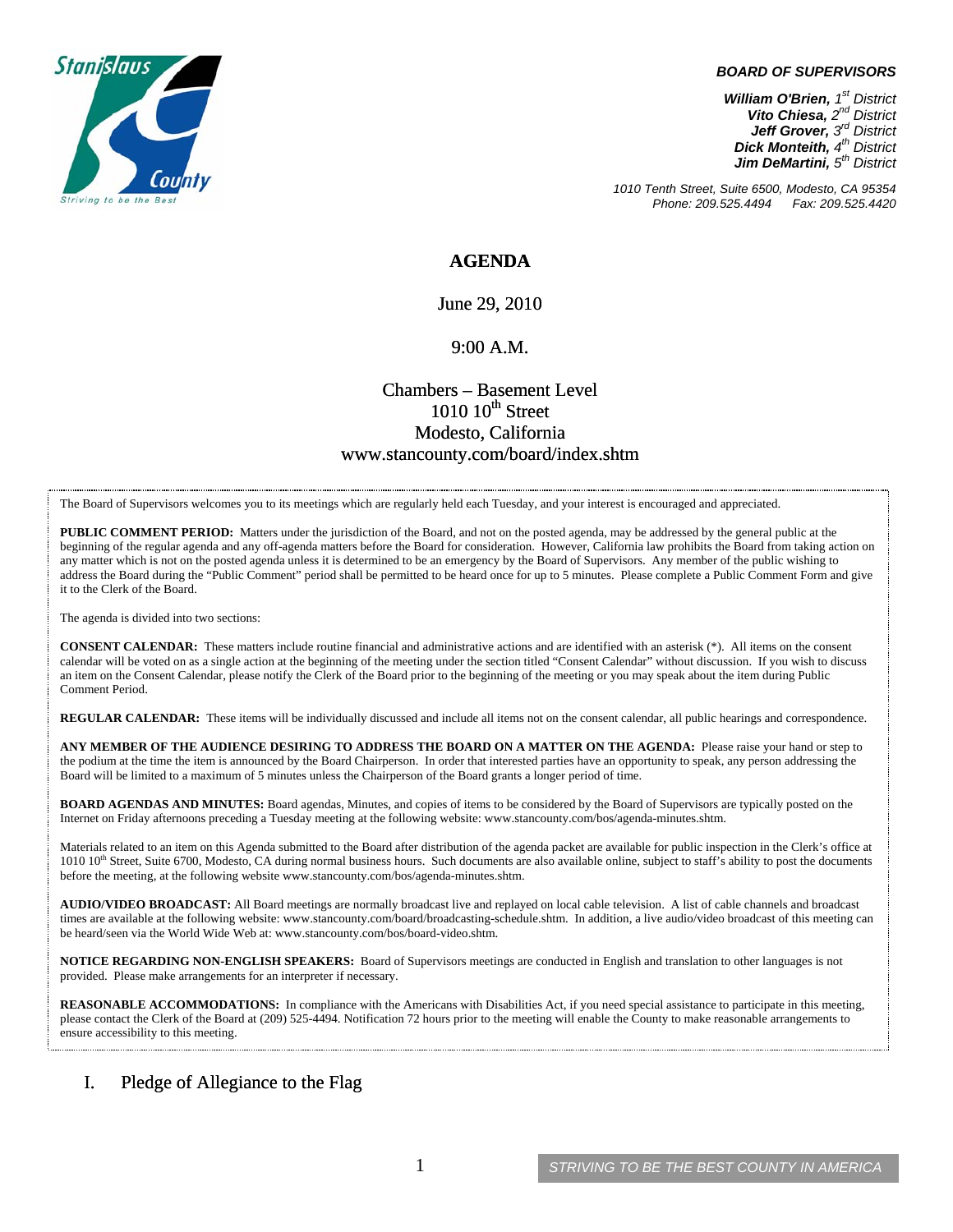Stanislaus County
Striving to be the Best

**BOARD OF SUPERVISORS**

***William O'Brien,*** *1st District*
***Vito Chiesa,*** *2nd District*
***Jeff Grover,*** *3rd District*
***Dick Monteith,*** *4th District*
***Jim DeMartini,*** *5th District*

*1010 Tenth Street, Suite 6500, Modesto, CA 95354*
*Phone: 209.525.4494 Fax: 209.525.4420*

# AGENDA

June 29, 2010

9:00 A.M.

Chambers – Basement Level
1010 10th Street
Modesto, California
www.stancounty.com/board/index.shtm

The Board of Supervisors welcomes you to its meetings which are regularly held each Tuesday, and your interest is encouraged and appreciated.

**PUBLIC COMMENT PERIOD:** Matters under the jurisdiction of the Board, and not on the posted agenda, may be addressed by the general public at the beginning of the regular agenda and any off-agenda matters before the Board for consideration. However, California law prohibits the Board from taking action on any matter which is not on the posted agenda unless it is determined to be an emergency by the Board of Supervisors. Any member of the public wishing to address the Board during the "Public Comment" period shall be permitted to be heard once for up to 5 minutes. Please complete a Public Comment Form and give it to the Clerk of the Board.

The agenda is divided into two sections:

**CONSENT CALENDAR:** These matters include routine financial and administrative actions and are identified with an asterisk (*). All items on the consent calendar will be voted on as a single action at the beginning of the meeting under the section titled "Consent Calendar" without discussion. If you wish to discuss an item on the Consent Calendar, please notify the Clerk of the Board prior to the beginning of the meeting or you may speak about the item during Public Comment Period.

**REGULAR CALENDAR:** These items will be individually discussed and include all items not on the consent calendar, all public hearings and correspondence.

**ANY MEMBER OF THE AUDIENCE DESIRING TO ADDRESS THE BOARD ON A MATTER ON THE AGENDA:** Please raise your hand or step to the podium at the time the item is announced by the Board Chairperson. In order that interested parties have an opportunity to speak, any person addressing the Board will be limited to a maximum of 5 minutes unless the Chairperson of the Board grants a longer period of time.

**BOARD AGENDAS AND MINUTES:** Board agendas, Minutes, and copies of items to be considered by the Board of Supervisors are typically posted on the Internet on Friday afternoons preceding a Tuesday meeting at the following website: www.stancounty.com/bos/agenda-minutes.shtm.

Materials related to an item on this Agenda submitted to the Board after distribution of the agenda packet are available for public inspection in the Clerk's office at 1010 10th Street, Suite 6700, Modesto, CA during normal business hours. Such documents are also available online, subject to staff's ability to post the documents before the meeting, at the following website www.stancounty.com/bos/agenda-minutes.shtm.

**AUDIO/VIDEO BROADCAST:** All Board meetings are normally broadcast live and replayed on local cable television. A list of cable channels and broadcast times are available at the following website: www.stancounty.com/board/broadcasting-schedule.shtm. In addition, a live audio/video broadcast of this meeting can be heard/seen via the World Wide Web at: www.stancounty.com/bos/board-video.shtm.

**NOTICE REGARDING NON-ENGLISH SPEAKERS:** Board of Supervisors meetings are conducted in English and translation to other languages is not provided. Please make arrangements for an interpreter if necessary.

**REASONABLE ACCOMMODATIONS:** In compliance with the Americans with Disabilities Act, if you need special assistance to participate in this meeting, please contact the Clerk of the Board at (209) 525-4494. Notification 72 hours prior to the meeting will enable the County to make reasonable arrangements to ensure accessibility to this meeting.

## I. Pledge of Allegiance to the Flag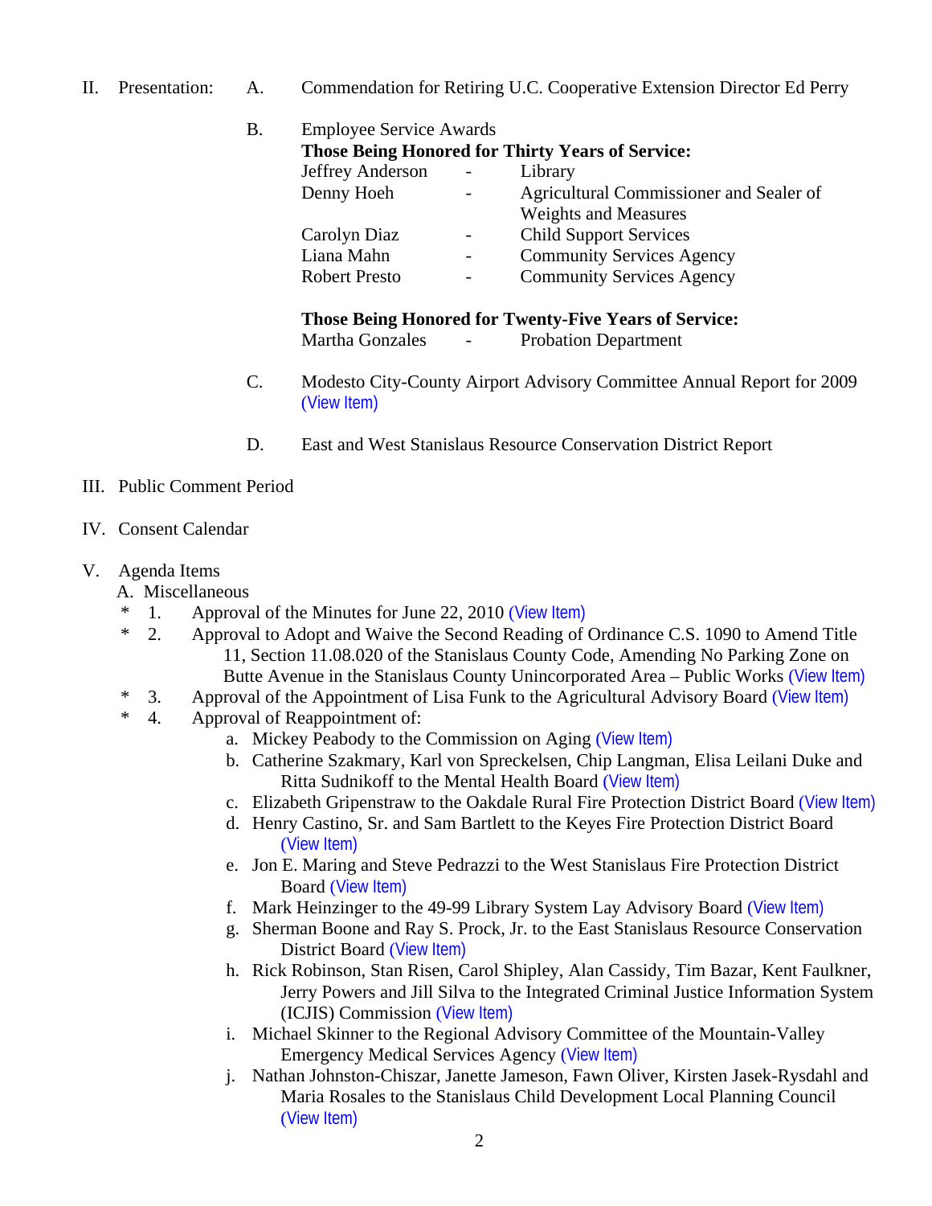II. Presentation:

A. Commendation for Retiring U.C. Cooperative Extension Director Ed Perry

B. Employee Service Awards

**Those Being Honored for Thirty Years of Service:**

Jeffrey Anderson - Library
Denny Hoeh - Agricultural Commissioner and Sealer of Weights and Measures
Carolyn Diaz - Child Support Services
Liana Mahn - Community Services Agency
Robert Presto - Community Services Agency

**Those Being Honored for Twenty-Five Years of Service:**

Martha Gonzales - Probation Department

C. Modesto City-County Airport Advisory Committee Annual Report for 2009 (View Item)

D. East and West Stanislaus Resource Conservation District Report

III. Public Comment Period

IV. Consent Calendar

V. Agenda Items

A. Miscellaneous

\* 1. Approval of the Minutes for June 22, 2010 (View Item)

\* 2. Approval to Adopt and Waive the Second Reading of Ordinance C.S. 1090 to Amend Title 11, Section 11.08.020 of the Stanislaus County Code, Amending No Parking Zone on Butte Avenue in the Stanislaus County Unincorporated Area – Public Works (View Item)

\* 3. Approval of the Appointment of Lisa Funk to the Agricultural Advisory Board (View Item)

\* 4. Approval of Reappointment of:

a. Mickey Peabody to the Commission on Aging (View Item)

b. Catherine Szakmary, Karl von Spreckelsen, Chip Langman, Elisa Leilani Duke and Ritta Sudnikoff to the Mental Health Board (View Item)

c. Elizabeth Gripenstraw to the Oakdale Rural Fire Protection District Board (View Item)

d. Henry Castino, Sr. and Sam Bartlett to the Keyes Fire Protection District Board (View Item)

e. Jon E. Maring and Steve Pedrazzi to the West Stanislaus Fire Protection District Board (View Item)

f. Mark Heinzinger to the 49-99 Library System Lay Advisory Board (View Item)

g. Sherman Boone and Ray S. Prock, Jr. to the East Stanislaus Resource Conservation District Board (View Item)

h. Rick Robinson, Stan Risen, Carol Shipley, Alan Cassidy, Tim Bazar, Kent Faulkner, Jerry Powers and Jill Silva to the Integrated Criminal Justice Information System (ICJIS) Commission (View Item)

i. Michael Skinner to the Regional Advisory Committee of the Mountain-Valley Emergency Medical Services Agency (View Item)

j. Nathan Johnston-Chiszar, Janette Jameson, Fawn Oliver, Kirsten Jasek-Rysdahl and Maria Rosales to the Stanislaus Child Development Local Planning Council (View Item)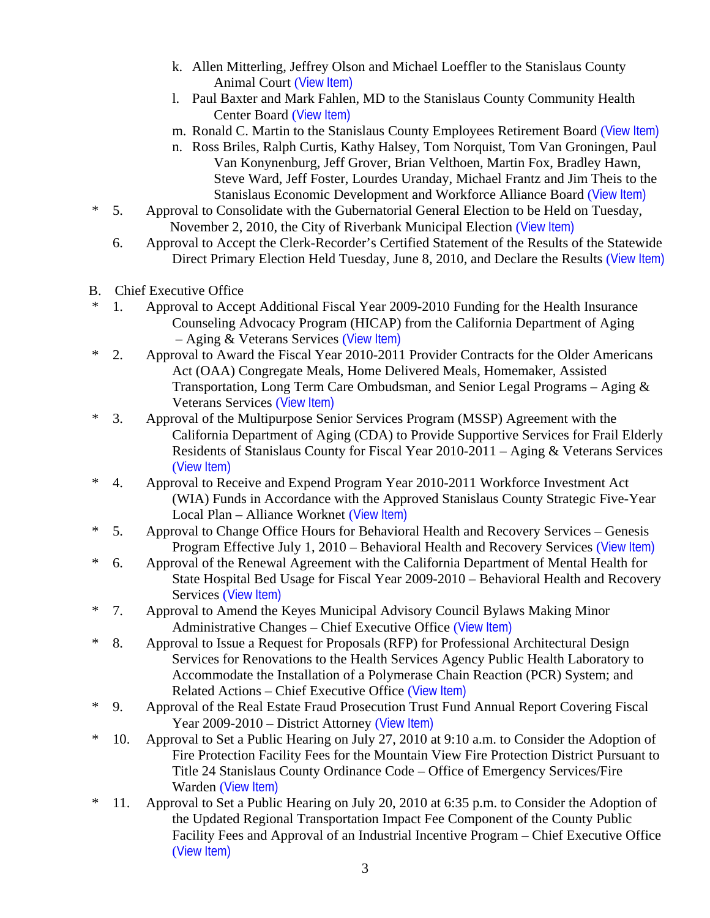k. Allen Mitterling, Jeffrey Olson and Michael Loeffler to the Stanislaus County Animal Court (View Item)

l. Paul Baxter and Mark Fahlen, MD to the Stanislaus County Community Health Center Board (View Item)

m. Ronald C. Martin to the Stanislaus County Employees Retirement Board (View Item)

n. Ross Briles, Ralph Curtis, Kathy Halsey, Tom Norquist, Tom Van Groningen, Paul Van Konynenburg, Jeff Grover, Brian Velthoen, Martin Fox, Bradley Hawn, Steve Ward, Jeff Foster, Lourdes Uranday, Michael Frantz and Jim Theis to the Stanislaus Economic Development and Workforce Alliance Board (View Item)

\* 5. Approval to Consolidate with the Gubernatorial General Election to be Held on Tuesday, November 2, 2010, the City of Riverbank Municipal Election (View Item)

6. Approval to Accept the Clerk-Recorder's Certified Statement of the Results of the Statewide Direct Primary Election Held Tuesday, June 8, 2010, and Declare the Results (View Item)

B. Chief Executive Office

\* 1. Approval to Accept Additional Fiscal Year 2009-2010 Funding for the Health Insurance Counseling Advocacy Program (HICAP) from the California Department of Aging – Aging & Veterans Services (View Item)

\* 2. Approval to Award the Fiscal Year 2010-2011 Provider Contracts for the Older Americans Act (OAA) Congregate Meals, Home Delivered Meals, Homemaker, Assisted Transportation, Long Term Care Ombudsman, and Senior Legal Programs – Aging & Veterans Services (View Item)

\* 3. Approval of the Multipurpose Senior Services Program (MSSP) Agreement with the California Department of Aging (CDA) to Provide Supportive Services for Frail Elderly Residents of Stanislaus County for Fiscal Year 2010-2011 – Aging & Veterans Services (View Item)

\* 4. Approval to Receive and Expend Program Year 2010-2011 Workforce Investment Act (WIA) Funds in Accordance with the Approved Stanislaus County Strategic Five-Year Local Plan – Alliance Worknet (View Item)

\* 5. Approval to Change Office Hours for Behavioral Health and Recovery Services – Genesis Program Effective July 1, 2010 – Behavioral Health and Recovery Services (View Item)

\* 6. Approval of the Renewal Agreement with the California Department of Mental Health for State Hospital Bed Usage for Fiscal Year 2009-2010 – Behavioral Health and Recovery Services (View Item)

\* 7. Approval to Amend the Keyes Municipal Advisory Council Bylaws Making Minor Administrative Changes – Chief Executive Office (View Item)

\* 8. Approval to Issue a Request for Proposals (RFP) for Professional Architectural Design Services for Renovations to the Health Services Agency Public Health Laboratory to Accommodate the Installation of a Polymerase Chain Reaction (PCR) System; and Related Actions – Chief Executive Office (View Item)

\* 9. Approval of the Real Estate Fraud Prosecution Trust Fund Annual Report Covering Fiscal Year 2009-2010 – District Attorney (View Item)

\* 10. Approval to Set a Public Hearing on July 27, 2010 at 9:10 a.m. to Consider the Adoption of Fire Protection Facility Fees for the Mountain View Fire Protection District Pursuant to Title 24 Stanislaus County Ordinance Code – Office of Emergency Services/Fire Warden (View Item)

\* 11. Approval to Set a Public Hearing on July 20, 2010 at 6:35 p.m. to Consider the Adoption of the Updated Regional Transportation Impact Fee Component of the County Public Facility Fees and Approval of an Industrial Incentive Program – Chief Executive Office (View Item)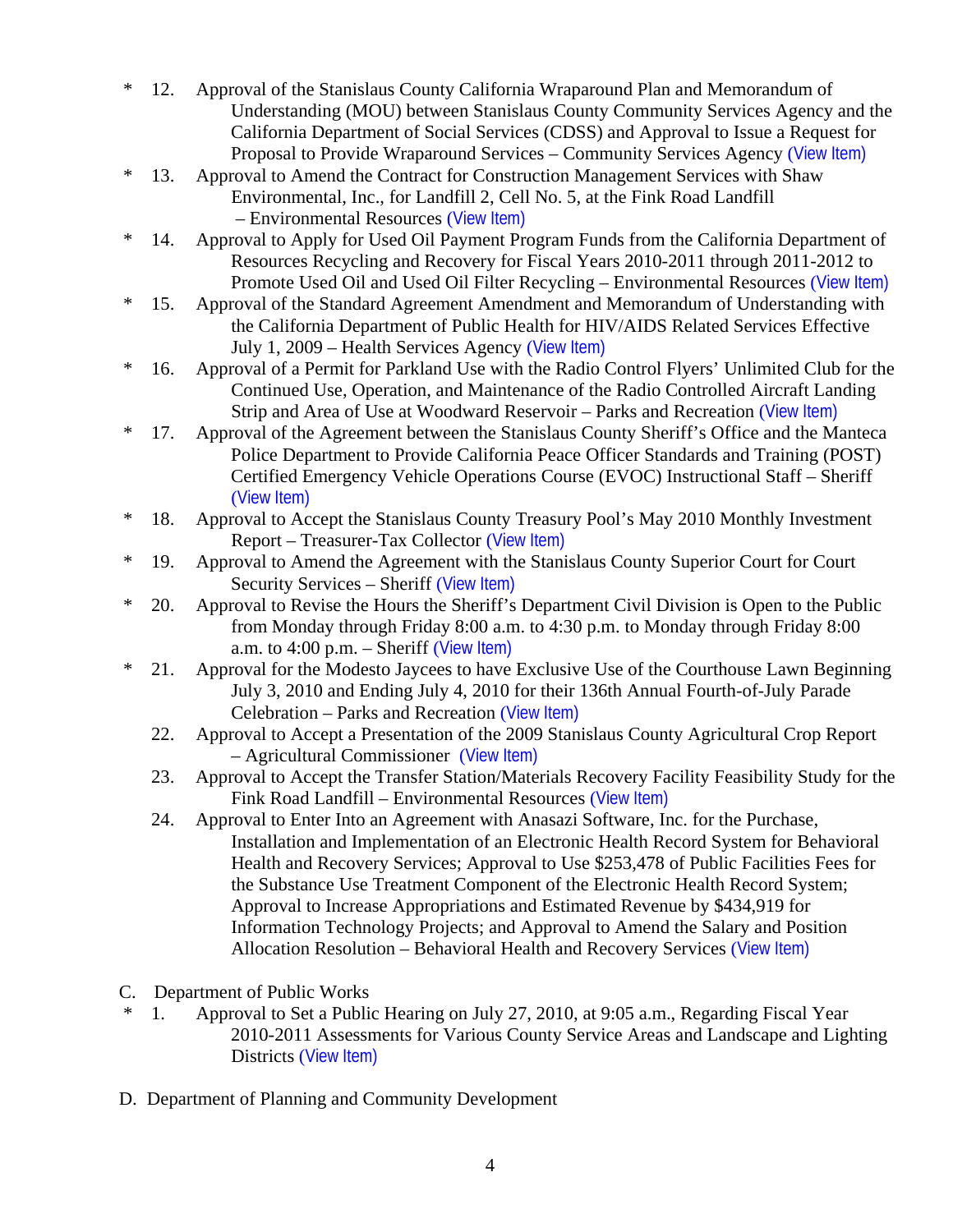\* 12. Approval of the Stanislaus County California Wraparound Plan and Memorandum of Understanding (MOU) between Stanislaus County Community Services Agency and the California Department of Social Services (CDSS) and Approval to Issue a Request for Proposal to Provide Wraparound Services – Community Services Agency (View Item)

\* 13. Approval to Amend the Contract for Construction Management Services with Shaw Environmental, Inc., for Landfill 2, Cell No. 5, at the Fink Road Landfill – Environmental Resources (View Item)

\* 14. Approval to Apply for Used Oil Payment Program Funds from the California Department of Resources Recycling and Recovery for Fiscal Years 2010-2011 through 2011-2012 to Promote Used Oil and Used Oil Filter Recycling – Environmental Resources (View Item)

\* 15. Approval of the Standard Agreement Amendment and Memorandum of Understanding with the California Department of Public Health for HIV/AIDS Related Services Effective July 1, 2009 – Health Services Agency (View Item)

\* 16. Approval of a Permit for Parkland Use with the Radio Control Flyers' Unlimited Club for the Continued Use, Operation, and Maintenance of the Radio Controlled Aircraft Landing Strip and Area of Use at Woodward Reservoir – Parks and Recreation (View Item)

\* 17. Approval of the Agreement between the Stanislaus County Sheriff's Office and the Manteca Police Department to Provide California Peace Officer Standards and Training (POST) Certified Emergency Vehicle Operations Course (EVOC) Instructional Staff – Sheriff (View Item)

\* 18. Approval to Accept the Stanislaus County Treasury Pool's May 2010 Monthly Investment Report – Treasurer-Tax Collector (View Item)

\* 19. Approval to Amend the Agreement with the Stanislaus County Superior Court for Court Security Services – Sheriff (View Item)

\* 20. Approval to Revise the Hours the Sheriff's Department Civil Division is Open to the Public from Monday through Friday 8:00 a.m. to 4:30 p.m. to Monday through Friday 8:00 a.m. to 4:00 p.m. – Sheriff (View Item)

\* 21. Approval for the Modesto Jaycees to have Exclusive Use of the Courthouse Lawn Beginning July 3, 2010 and Ending July 4, 2010 for their 136th Annual Fourth-of-July Parade Celebration – Parks and Recreation (View Item)

22. Approval to Accept a Presentation of the 2009 Stanislaus County Agricultural Crop Report – Agricultural Commissioner (View Item)

23. Approval to Accept the Transfer Station/Materials Recovery Facility Feasibility Study for the Fink Road Landfill – Environmental Resources (View Item)

24. Approval to Enter Into an Agreement with Anasazi Software, Inc. for the Purchase, Installation and Implementation of an Electronic Health Record System for Behavioral Health and Recovery Services; Approval to Use $253,478 of Public Facilities Fees for the Substance Use Treatment Component of the Electronic Health Record System; Approval to Increase Appropriations and Estimated Revenue by $434,919 for Information Technology Projects; and Approval to Amend the Salary and Position Allocation Resolution – Behavioral Health and Recovery Services (View Item)

C. Department of Public Works

\* 1. Approval to Set a Public Hearing on July 27, 2010, at 9:05 a.m., Regarding Fiscal Year 2010-2011 Assessments for Various County Service Areas and Landscape and Lighting Districts (View Item)

D. Department of Planning and Community Development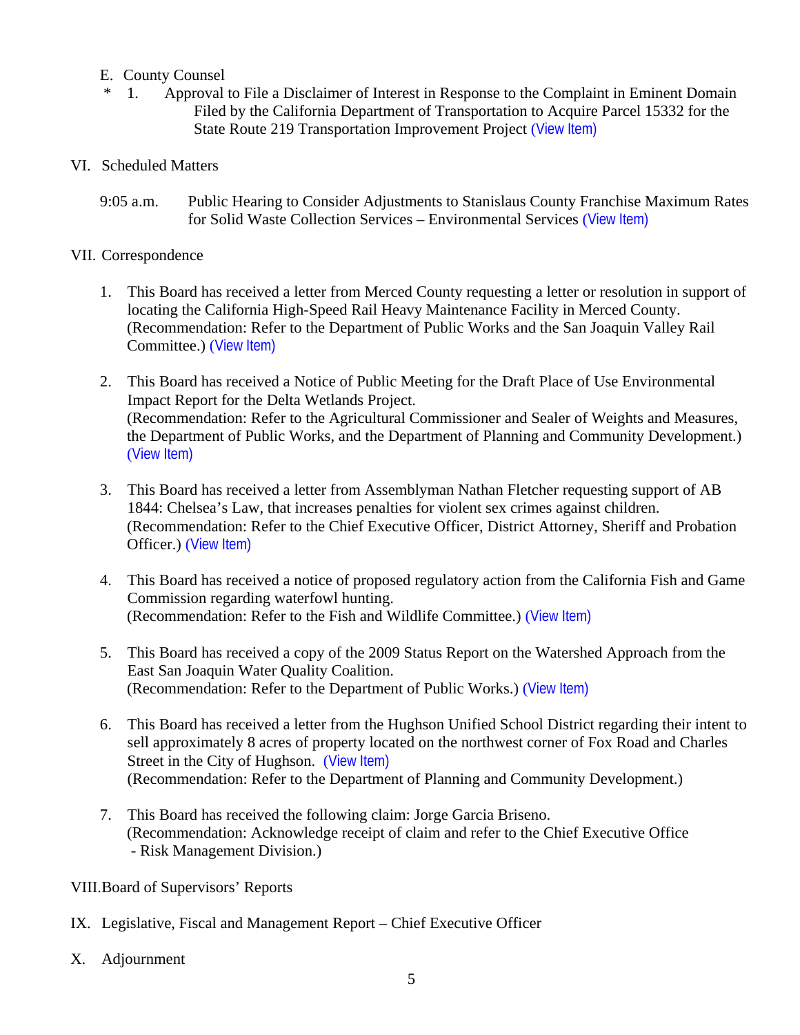E. County Counsel

\* 1. Approval to File a Disclaimer of Interest in Response to the Complaint in Eminent Domain Filed by the California Department of Transportation to Acquire Parcel 15332 for the State Route 219 Transportation Improvement Project (View Item)

VI. Scheduled Matters

9:05 a.m. Public Hearing to Consider Adjustments to Stanislaus County Franchise Maximum Rates for Solid Waste Collection Services – Environmental Services (View Item)

VII. Correspondence

1. This Board has received a letter from Merced County requesting a letter or resolution in support of locating the California High-Speed Rail Heavy Maintenance Facility in Merced County. (Recommendation: Refer to the Department of Public Works and the San Joaquin Valley Rail Committee.) (View Item)

2. This Board has received a Notice of Public Meeting for the Draft Place of Use Environmental Impact Report for the Delta Wetlands Project.
(Recommendation: Refer to the Agricultural Commissioner and Sealer of Weights and Measures, the Department of Public Works, and the Department of Planning and Community Development.) (View Item)

3. This Board has received a letter from Assemblyman Nathan Fletcher requesting support of AB 1844: Chelsea's Law, that increases penalties for violent sex crimes against children. (Recommendation: Refer to the Chief Executive Officer, District Attorney, Sheriff and Probation Officer.) (View Item)

4. This Board has received a notice of proposed regulatory action from the California Fish and Game Commission regarding waterfowl hunting.
(Recommendation: Refer to the Fish and Wildlife Committee.) (View Item)

5. This Board has received a copy of the 2009 Status Report on the Watershed Approach from the East San Joaquin Water Quality Coalition.
(Recommendation: Refer to the Department of Public Works.) (View Item)

6. This Board has received a letter from the Hughson Unified School District regarding their intent to sell approximately 8 acres of property located on the northwest corner of Fox Road and Charles Street in the City of Hughson. (View Item)
(Recommendation: Refer to the Department of Planning and Community Development.)

7. This Board has received the following claim: Jorge Garcia Briseno.
(Recommendation: Acknowledge receipt of claim and refer to the Chief Executive Office - Risk Management Division.)

VIII. Board of Supervisors' Reports

IX. Legislative, Fiscal and Management Report – Chief Executive Officer

X. Adjournment